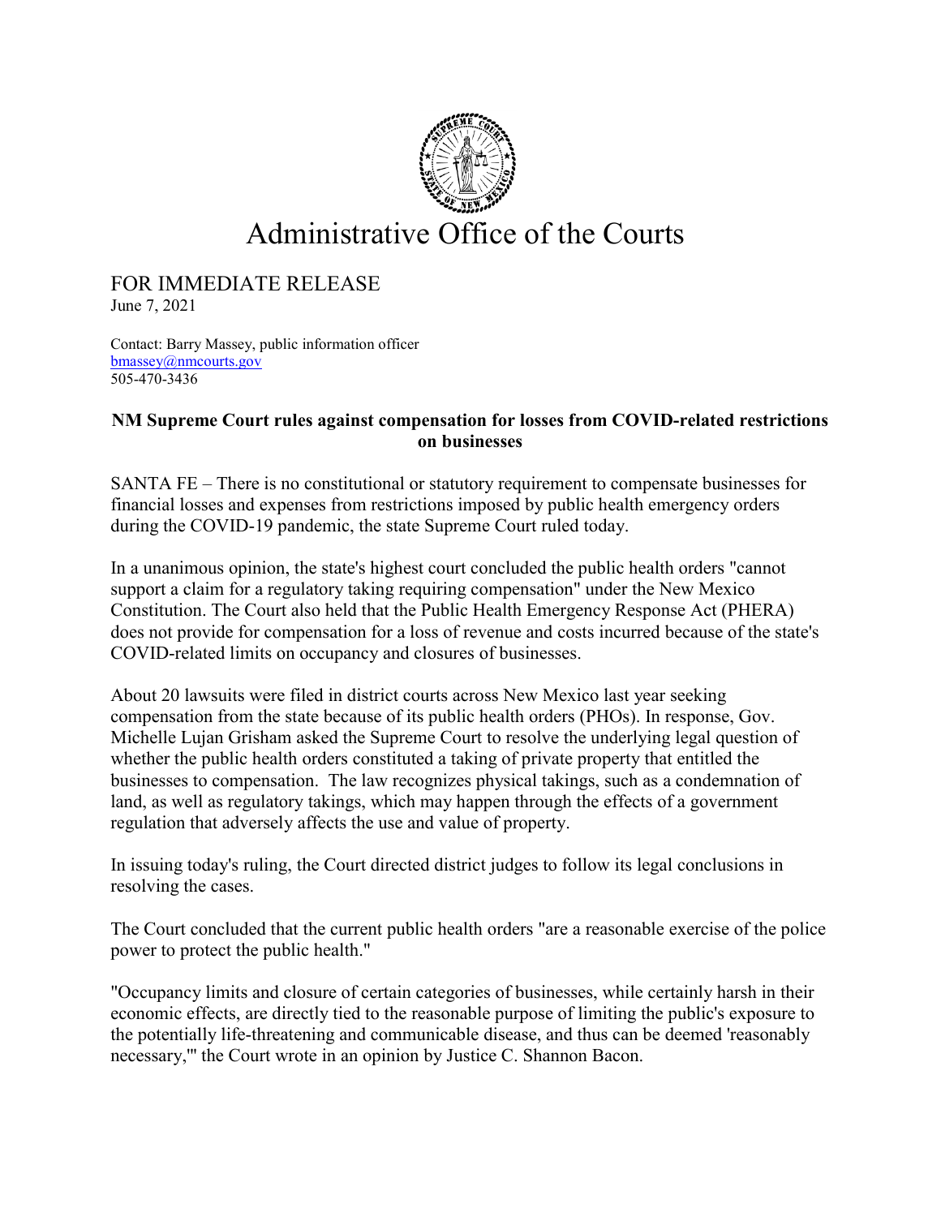# Administrative Office of the Courts

FOR IMMEDIATE RELEASE
June 7, 2021

Contact: Barry Massey, public information officer
bmassey@nmcourts.gov
505-470-3436

**NM Supreme Court rules against compensation for losses from COVID-related restrictions on businesses**

SANTA FE – There is no constitutional or statutory requirement to compensate businesses for financial losses and expenses from restrictions imposed by public health emergency orders during the COVID-19 pandemic, the state Supreme Court ruled today.

In a unanimous opinion, the state's highest court concluded the public health orders "cannot support a claim for a regulatory taking requiring compensation" under the New Mexico Constitution. The Court also held that the Public Health Emergency Response Act (PHERA) does not provide for compensation for a loss of revenue and costs incurred because of the state's COVID-related limits on occupancy and closures of businesses.

About 20 lawsuits were filed in district courts across New Mexico last year seeking compensation from the state because of its public health orders (PHOs). In response, Gov. Michelle Lujan Grisham asked the Supreme Court to resolve the underlying legal question of whether the public health orders constituted a taking of private property that entitled the businesses to compensation. The law recognizes physical takings, such as a condemnation of land, as well as regulatory takings, which may happen through the effects of a government regulation that adversely affects the use and value of property.

In issuing today's ruling, the Court directed district judges to follow its legal conclusions in resolving the cases.

The Court concluded that the current public health orders "are a reasonable exercise of the police power to protect the public health."

"Occupancy limits and closure of certain categories of businesses, while certainly harsh in their economic effects, are directly tied to the reasonable purpose of limiting the public's exposure to the potentially life-threatening and communicable disease, and thus can be deemed 'reasonably necessary,'" the Court wrote in an opinion by Justice C. Shannon Bacon.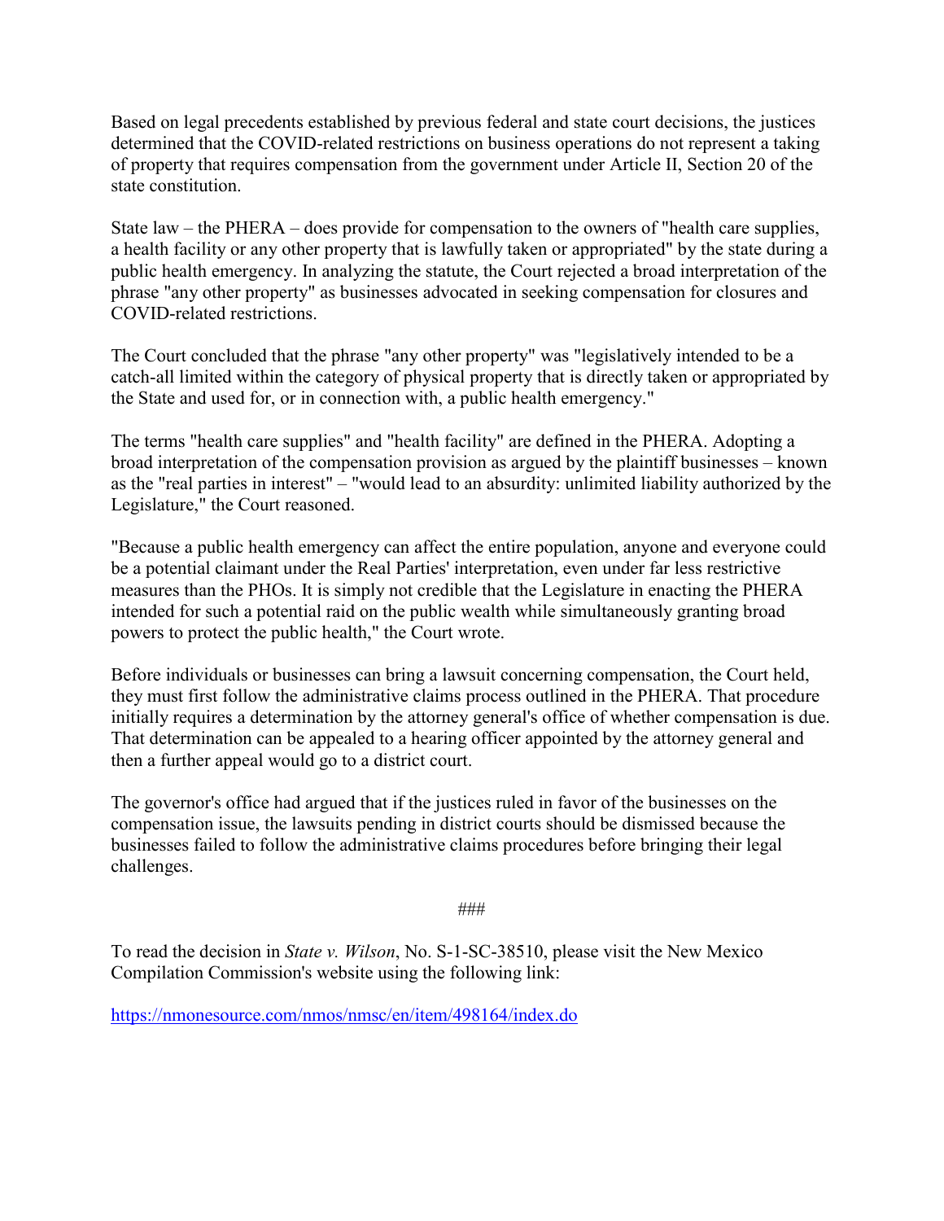Based on legal precedents established by previous federal and state court decisions, the justices determined that the COVID-related restrictions on business operations do not represent a taking of property that requires compensation from the government under Article II, Section 20 of the state constitution.

State law – the PHERA – does provide for compensation to the owners of "health care supplies, a health facility or any other property that is lawfully taken or appropriated" by the state during a public health emergency. In analyzing the statute, the Court rejected a broad interpretation of the phrase "any other property" as businesses advocated in seeking compensation for closures and COVID-related restrictions.

The Court concluded that the phrase "any other property" was "legislatively intended to be a catch-all limited within the category of physical property that is directly taken or appropriated by the State and used for, or in connection with, a public health emergency."

The terms "health care supplies" and "health facility" are defined in the PHERA. Adopting a broad interpretation of the compensation provision as argued by the plaintiff businesses – known as the "real parties in interest" – "would lead to an absurdity: unlimited liability authorized by the Legislature," the Court reasoned.

"Because a public health emergency can affect the entire population, anyone and everyone could be a potential claimant under the Real Parties' interpretation, even under far less restrictive measures than the PHOs. It is simply not credible that the Legislature in enacting the PHERA intended for such a potential raid on the public wealth while simultaneously granting broad powers to protect the public health," the Court wrote.

Before individuals or businesses can bring a lawsuit concerning compensation, the Court held, they must first follow the administrative claims process outlined in the PHERA. That procedure initially requires a determination by the attorney general's office of whether compensation is due. That determination can be appealed to a hearing officer appointed by the attorney general and then a further appeal would go to a district court.

The governor's office had argued that if the justices ruled in favor of the businesses on the compensation issue, the lawsuits pending in district courts should be dismissed because the businesses failed to follow the administrative claims procedures before bringing their legal challenges.

###

To read the decision in *State v. Wilson*, No. S-1-SC-38510, please visit the New Mexico Compilation Commission's website using the following link:

https://nmonesource.com/nmos/nmsc/en/item/498164/index.do